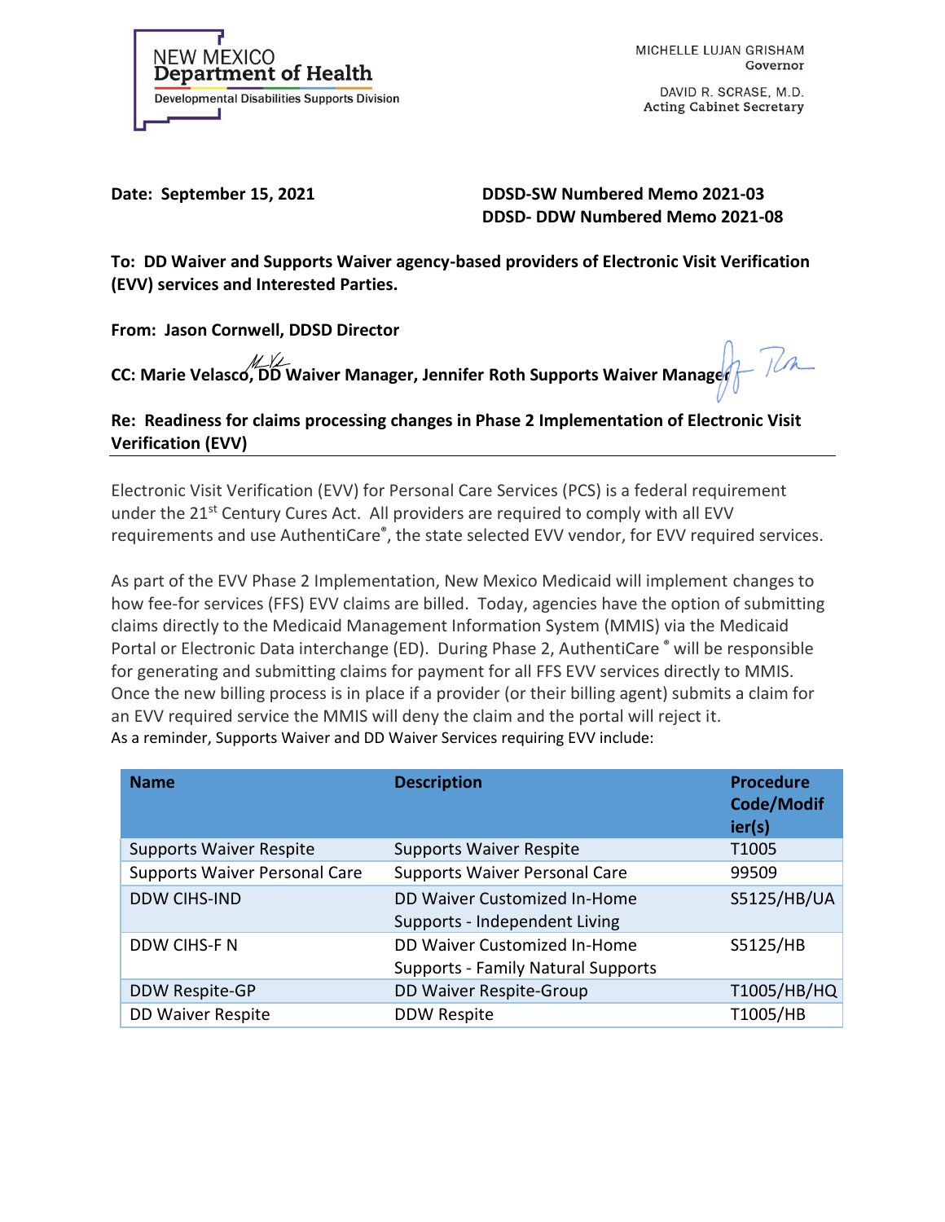NEW MEXICO
**Department of Health**
Developmental Disabilities Supports Division

MICHELLE LUJAN GRISHAM
Governor

DAVID R. SCRASE, M.D.
Acting Cabinet Secretary

**Date: September 15, 2021**

**DDSD-SW Numbered Memo 2021-03**
**DDSD- DDW Numbered Memo 2021-08**

**To: DD Waiver and Supports Waiver agency-based providers of Electronic Visit Verification (EVV) services and Interested Parties.**

**From: Jason Cornwell, DDSD Director**

**CC: Marie Velasco, DD Waiver Manager, Jennifer Roth Supports Waiver Manager**

**Re: Readiness for claims processing changes in Phase 2 Implementation of Electronic Visit Verification (EVV)**

---

Electronic Visit Verification (EVV) for Personal Care Services (PCS) is a federal requirement under the 21st Century Cures Act. All providers are required to comply with all EVV requirements and use AuthentiCare®, the state selected EVV vendor, for EVV required services.

As part of the EVV Phase 2 Implementation, New Mexico Medicaid will implement changes to how fee-for services (FFS) EVV claims are billed. Today, agencies have the option of submitting claims directly to the Medicaid Management Information System (MMIS) via the Medicaid Portal or Electronic Data interchange (ED). During Phase 2, AuthentiCare® will be responsible for generating and submitting claims for payment for all FFS EVV services directly to MMIS. Once the new billing process is in place if a provider (or their billing agent) submits a claim for an EVV required service the MMIS will deny the claim and the portal will reject it.

As a reminder, Supports Waiver and DD Waiver Services requiring EVV include:

| Name | Description | Procedure Code/Modifier(s) |
|---|---|---|
| Supports Waiver Respite | Supports Waiver Respite | T1005 |
| Supports Waiver Personal Care | Supports Waiver Personal Care | 99509 |
| DDW CIHS-IND | DD Waiver Customized In-Home Supports - Independent Living | S5125/HB/UA |
| DDW CIHS-F N | DD Waiver Customized In-Home Supports - Family Natural Supports | S5125/HB |
| DDW Respite-GP | DD Waiver Respite-Group | T1005/HB/HQ |
| DD Waiver Respite | DDW Respite | T1005/HB |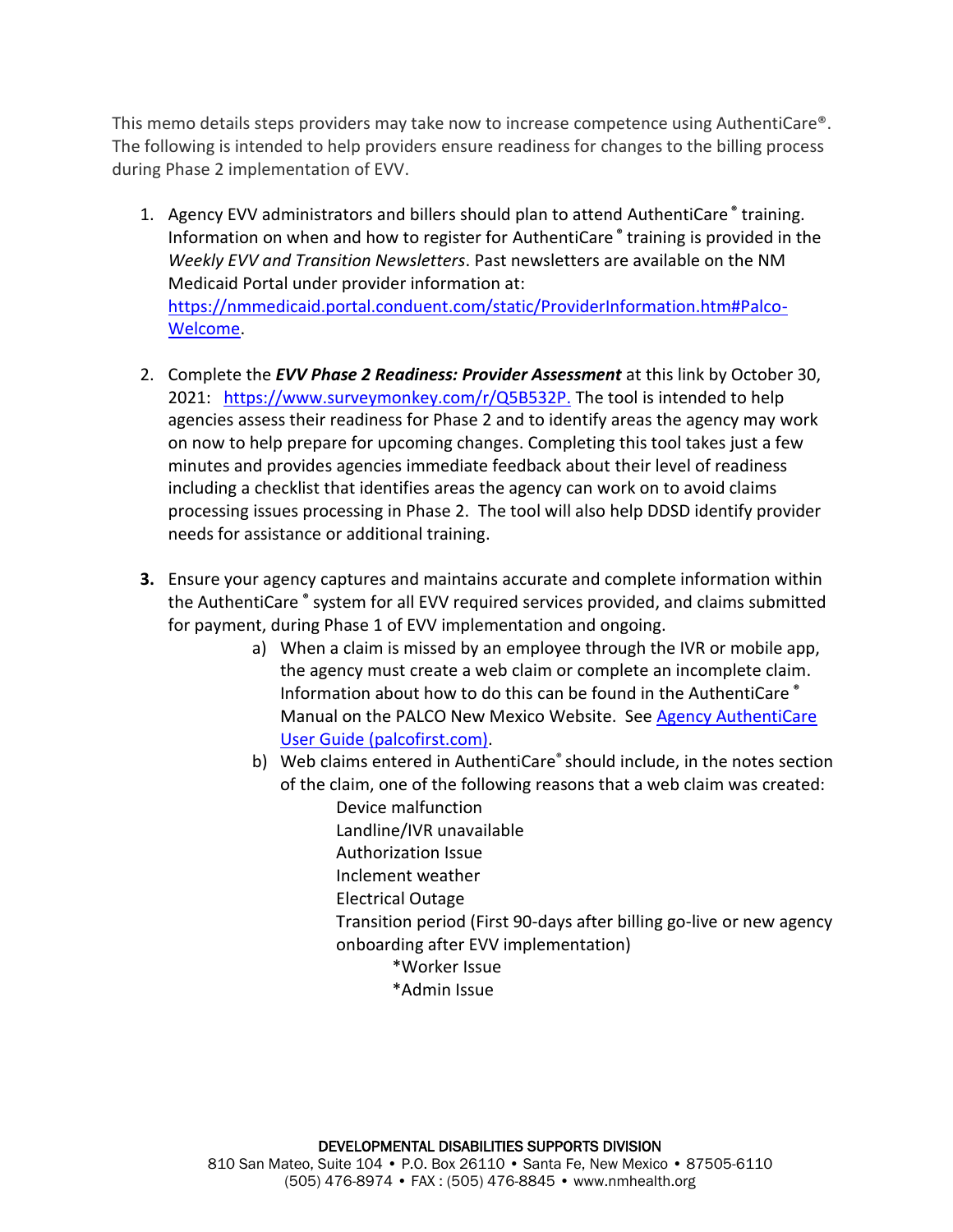This memo details steps providers may take now to increase competence using AuthentiCare®. The following is intended to help providers ensure readiness for changes to the billing process during Phase 2 implementation of EVV.

1. Agency EVV administrators and billers should plan to attend AuthentiCare® training. Information on when and how to register for AuthentiCare® training is provided in the *Weekly EVV and Transition Newsletters*. Past newsletters are available on the NM Medicaid Portal under provider information at: [https://nmmedicaid.portal.conduent.com/static/ProviderInformation.htm#Palco-Welcome](https://nmmedicaid.portal.conduent.com/static/ProviderInformation.htm#Palco-Welcome).

2. Complete the ***EVV Phase 2 Readiness: Provider Assessment*** at this link by October 30, 2021: [https://www.surveymonkey.com/r/Q5B532P.](https://www.surveymonkey.com/r/Q5B532P) The tool is intended to help agencies assess their readiness for Phase 2 and to identify areas the agency may work on now to help prepare for upcoming changes. Completing this tool takes just a few minutes and provides agencies immediate feedback about their level of readiness including a checklist that identifies areas the agency can work on to avoid claims processing issues processing in Phase 2. The tool will also help DDSD identify provider needs for assistance or additional training.

3. Ensure your agency captures and maintains accurate and complete information within the AuthentiCare® system for all EVV required services provided, and claims submitted for payment, during Phase 1 of EVV implementation and ongoing.
   a) When a claim is missed by an employee through the IVR or mobile app, the agency must create a web claim or complete an incomplete claim. Information about how to do this can be found in the AuthentiCare® Manual on the PALCO New Mexico Website. See [Agency AuthentiCare User Guide (palcofirst.com)](https://palcofirst.com).
   b) Web claims entered in AuthentiCare® should include, in the notes section of the claim, one of the following reasons that a web claim was created:
      - Device malfunction
      - Landline/IVR unavailable
      - Authorization Issue
      - Inclement weather
      - Electrical Outage
      - Transition period (First 90-days after billing go-live or new agency onboarding after EVV implementation)
        - *Worker Issue
        - *Admin Issue

**DEVELOPMENTAL DISABILITIES SUPPORTS DIVISION**
810 San Mateo, Suite 104 • P.O. Box 26110 • Santa Fe, New Mexico • 87505-6110
(505) 476-8974 • FAX : (505) 476-8845 • www.nmhealth.org